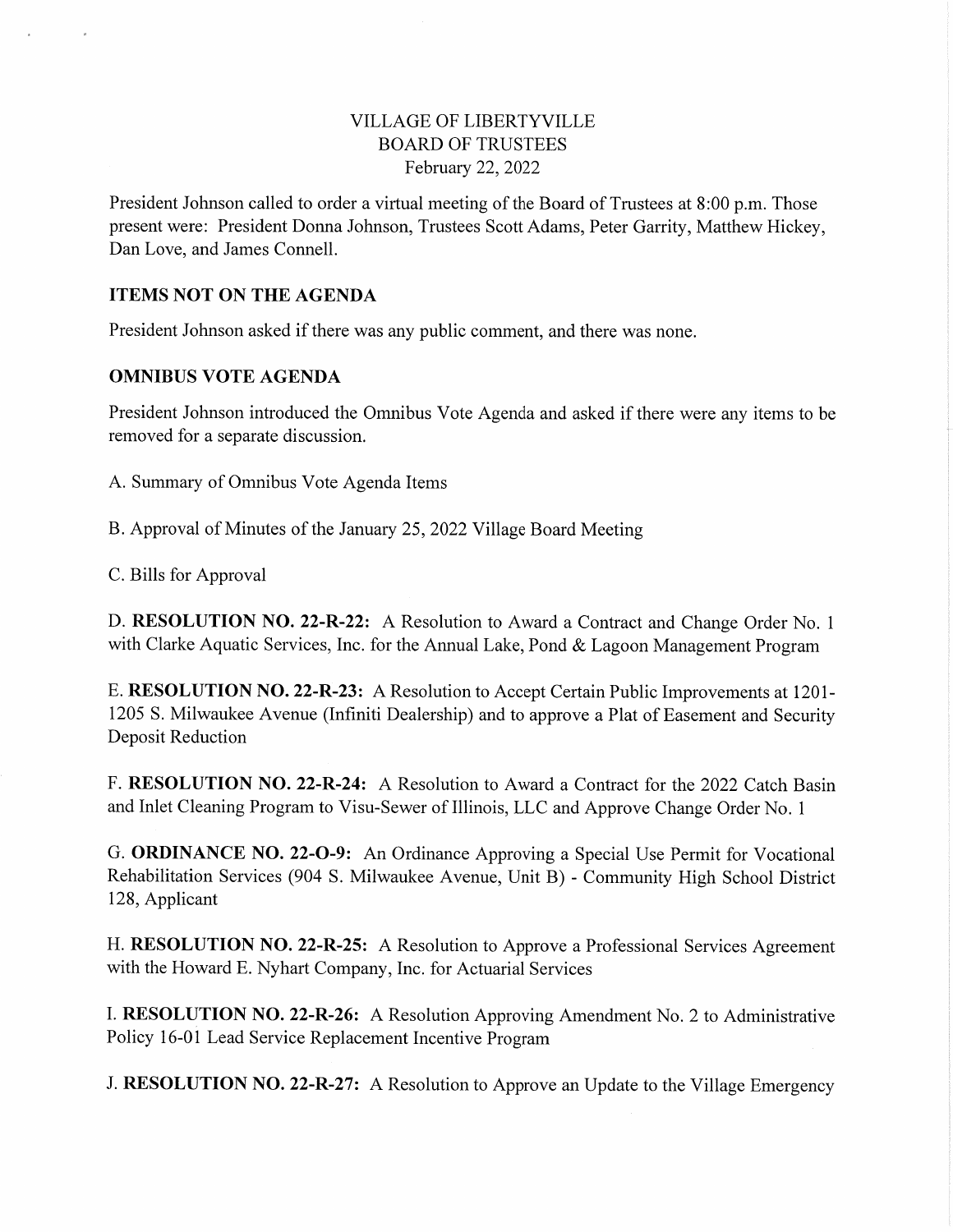VILLAGE OF LIBERTYVILLE
BOARD OF TRUSTEES
February 22, 2022

President Johnson called to order a virtual meeting of the Board of Trustees at 8:00 p.m. Those present were: President Donna Johnson, Trustees Scott Adams, Peter Garrity, Matthew Hickey, Dan Love, and James Connell.

**ITEMS NOT ON THE AGENDA**

President Johnson asked if there was any public comment, and there was none.

**OMNIBUS VOTE AGENDA**

President Johnson introduced the Omnibus Vote Agenda and asked if there were any items to be removed for a separate discussion.

A. Summary of Omnibus Vote Agenda Items

B. Approval of Minutes of the January 25, 2022 Village Board Meeting

C. Bills for Approval

D. **RESOLUTION NO. 22-R-22:** A Resolution to Award a Contract and Change Order No. 1 with Clarke Aquatic Services, Inc. for the Annual Lake, Pond & Lagoon Management Program

E. **RESOLUTION NO. 22-R-23:** A Resolution to Accept Certain Public Improvements at 1201-1205 S. Milwaukee Avenue (Infiniti Dealership) and to approve a Plat of Easement and Security Deposit Reduction

F. **RESOLUTION NO. 22-R-24:** A Resolution to Award a Contract for the 2022 Catch Basin and Inlet Cleaning Program to Visu-Sewer of Illinois, LLC and Approve Change Order No. 1

G. **ORDINANCE NO. 22-O-9:** An Ordinance Approving a Special Use Permit for Vocational Rehabilitation Services (904 S. Milwaukee Avenue, Unit B) - Community High School District 128, Applicant

H. **RESOLUTION NO. 22-R-25:** A Resolution to Approve a Professional Services Agreement with the Howard E. Nyhart Company, Inc. for Actuarial Services

I. **RESOLUTION NO. 22-R-26:** A Resolution Approving Amendment No. 2 to Administrative Policy 16-01 Lead Service Replacement Incentive Program

J. **RESOLUTION NO. 22-R-27:** A Resolution to Approve an Update to the Village Emergency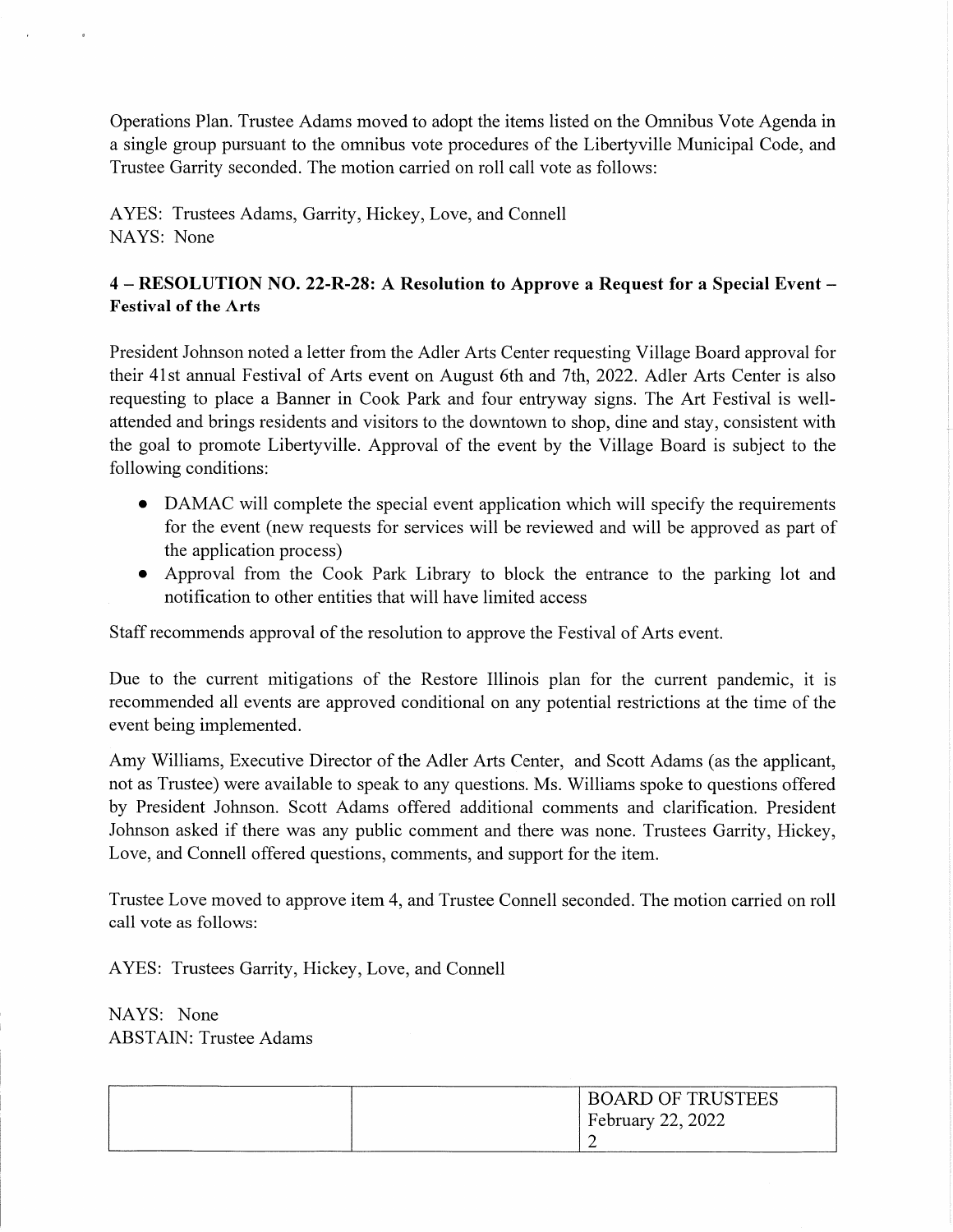Operations Plan. Trustee Adams moved to adopt the items listed on the Omnibus Vote Agenda in a single group pursuant to the omnibus vote procedures of the Libertyville Municipal Code, and Trustee Garrity seconded. The motion carried on roll call vote as follows:

AYES: Trustees Adams, Garrity, Hickey, Love, and Connell
NAYS: None

**4 – RESOLUTION NO. 22-R-28: A Resolution to Approve a Request for a Special Event – Festival of the Arts**

President Johnson noted a letter from the Adler Arts Center requesting Village Board approval for their 41st annual Festival of Arts event on August 6th and 7th, 2022. Adler Arts Center is also requesting to place a Banner in Cook Park and four entryway signs. The Art Festival is well-attended and brings residents and visitors to the downtown to shop, dine and stay, consistent with the goal to promote Libertyville. Approval of the event by the Village Board is subject to the following conditions:

- DAMAC will complete the special event application which will specify the requirements for the event (new requests for services will be reviewed and will be approved as part of the application process)
- Approval from the Cook Park Library to block the entrance to the parking lot and notification to other entities that will have limited access

Staff recommends approval of the resolution to approve the Festival of Arts event.

Due to the current mitigations of the Restore Illinois plan for the current pandemic, it is recommended all events are approved conditional on any potential restrictions at the time of the event being implemented.

Amy Williams, Executive Director of the Adler Arts Center, and Scott Adams (as the applicant, not as Trustee) were available to speak to any questions. Ms. Williams spoke to questions offered by President Johnson. Scott Adams offered additional comments and clarification. President Johnson asked if there was any public comment and there was none. Trustees Garrity, Hickey, Love, and Connell offered questions, comments, and support for the item.

Trustee Love moved to approve item 4, and Trustee Connell seconded. The motion carried on roll call vote as follows:

AYES: Trustees Garrity, Hickey, Love, and Connell

NAYS: None
ABSTAIN: Trustee Adams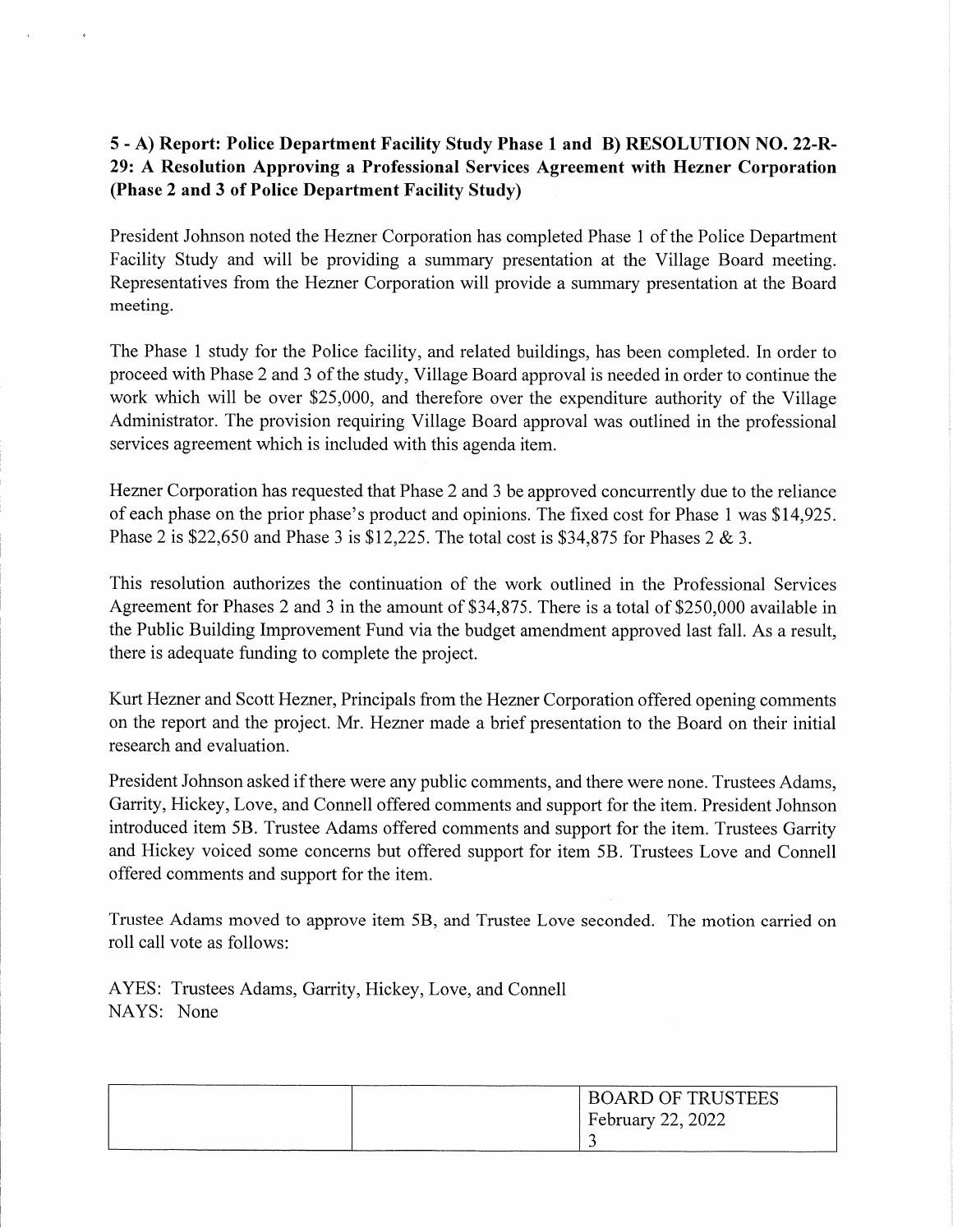**5 - A) Report: Police Department Facility Study Phase 1 and B) RESOLUTION NO. 22-R-29: A Resolution Approving a Professional Services Agreement with Hezner Corporation (Phase 2 and 3 of Police Department Facility Study)**

President Johnson noted the Hezner Corporation has completed Phase 1 of the Police Department Facility Study and will be providing a summary presentation at the Village Board meeting. Representatives from the Hezner Corporation will provide a summary presentation at the Board meeting.

The Phase 1 study for the Police facility, and related buildings, has been completed. In order to proceed with Phase 2 and 3 of the study, Village Board approval is needed in order to continue the work which will be over $25,000, and therefore over the expenditure authority of the Village Administrator. The provision requiring Village Board approval was outlined in the professional services agreement which is included with this agenda item.

Hezner Corporation has requested that Phase 2 and 3 be approved concurrently due to the reliance of each phase on the prior phase's product and opinions. The fixed cost for Phase 1 was $14,925. Phase 2 is $22,650 and Phase 3 is $12,225. The total cost is $34,875 for Phases 2 & 3.

This resolution authorizes the continuation of the work outlined in the Professional Services Agreement for Phases 2 and 3 in the amount of $34,875. There is a total of $250,000 available in the Public Building Improvement Fund via the budget amendment approved last fall. As a result, there is adequate funding to complete the project.

Kurt Hezner and Scott Hezner, Principals from the Hezner Corporation offered opening comments on the report and the project. Mr. Hezner made a brief presentation to the Board on their initial research and evaluation.

President Johnson asked if there were any public comments, and there were none. Trustees Adams, Garrity, Hickey, Love, and Connell offered comments and support for the item. President Johnson introduced item 5B. Trustee Adams offered comments and support for the item. Trustees Garrity and Hickey voiced some concerns but offered support for item 5B. Trustees Love and Connell offered comments and support for the item.

Trustee Adams moved to approve item 5B, and Trustee Love seconded. The motion carried on roll call vote as follows:

AYES: Trustees Adams, Garrity, Hickey, Love, and Connell
NAYS: None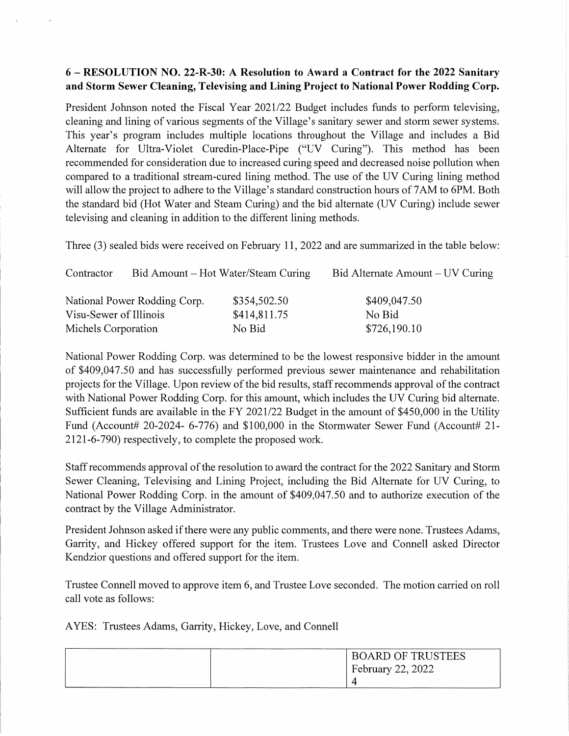## 6 – RESOLUTION NO. 22-R-30: A Resolution to Award a Contract for the 2022 Sanitary and Storm Sewer Cleaning, Televising and Lining Project to National Power Rodding Corp.

President Johnson noted the Fiscal Year 2021/22 Budget includes funds to perform televising, cleaning and lining of various segments of the Village's sanitary sewer and storm sewer systems. This year's program includes multiple locations throughout the Village and includes a Bid Alternate for Ultra-Violet Curedin-Place-Pipe ("UV Curing"). This method has been recommended for consideration due to increased curing speed and decreased noise pollution when compared to a traditional stream-cured lining method. The use of the UV Curing lining method will allow the project to adhere to the Village's standard construction hours of 7AM to 6PM. Both the standard bid (Hot Water and Steam Curing) and the bid alternate (UV Curing) include sewer televising and cleaning in addition to the different lining methods.

Three (3) sealed bids were received on February 11, 2022 and are summarized in the table below:

| Contractor | Bid Amount – Hot Water/Steam Curing | Bid Alternate Amount – UV Curing |
|---|---|---|
| National Power Rodding Corp. | $354,502.50 | $409,047.50 |
| Visu-Sewer of Illinois | $414,811.75 | No Bid |
| Michels Corporation | No Bid | $726,190.10 |

National Power Rodding Corp. was determined to be the lowest responsive bidder in the amount of $409,047.50 and has successfully performed previous sewer maintenance and rehabilitation projects for the Village. Upon review of the bid results, staff recommends approval of the contract with National Power Rodding Corp. for this amount, which includes the UV Curing bid alternate. Sufficient funds are available in the FY 2021/22 Budget in the amount of $450,000 in the Utility Fund (Account# 20-2024- 6-776) and $100,000 in the Stormwater Sewer Fund (Account# 21-2121-6-790) respectively, to complete the proposed work.

Staff recommends approval of the resolution to award the contract for the 2022 Sanitary and Storm Sewer Cleaning, Televising and Lining Project, including the Bid Alternate for UV Curing, to National Power Rodding Corp. in the amount of $409,047.50 and to authorize execution of the contract by the Village Administrator.

President Johnson asked if there were any public comments, and there were none. Trustees Adams, Garrity, and Hickey offered support for the item. Trustees Love and Connell asked Director Kendzior questions and offered support for the item.

Trustee Connell moved to approve item 6, and Trustee Love seconded. The motion carried on roll call vote as follows:

AYES: Trustees Adams, Garrity, Hickey, Love, and Connell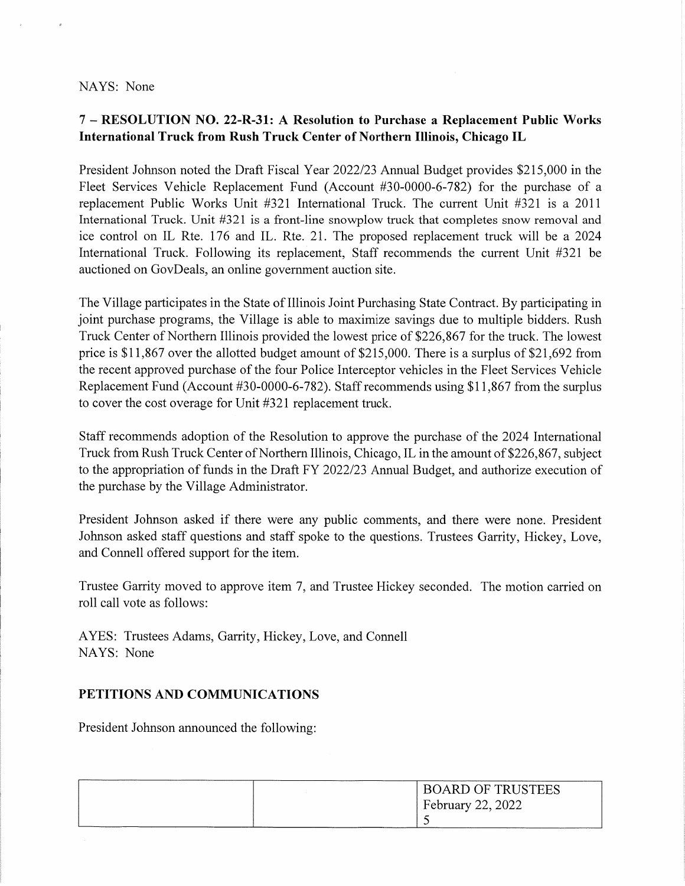NAYS: None

**7 – RESOLUTION NO. 22-R-31: A Resolution to Purchase a Replacement Public Works International Truck from Rush Truck Center of Northern Illinois, Chicago IL**

President Johnson noted the Draft Fiscal Year 2022/23 Annual Budget provides $215,000 in the Fleet Services Vehicle Replacement Fund (Account #30-0000-6-782) for the purchase of a replacement Public Works Unit #321 International Truck. The current Unit #321 is a 2011 International Truck. Unit #321 is a front-line snowplow truck that completes snow removal and ice control on IL Rte. 176 and IL. Rte. 21. The proposed replacement truck will be a 2024 International Truck. Following its replacement, Staff recommends the current Unit #321 be auctioned on GovDeals, an online government auction site.

The Village participates in the State of Illinois Joint Purchasing State Contract. By participating in joint purchase programs, the Village is able to maximize savings due to multiple bidders. Rush Truck Center of Northern Illinois provided the lowest price of $226,867 for the truck. The lowest price is $11,867 over the allotted budget amount of $215,000. There is a surplus of $21,692 from the recent approved purchase of the four Police Interceptor vehicles in the Fleet Services Vehicle Replacement Fund (Account #30-0000-6-782). Staff recommends using $11,867 from the surplus to cover the cost overage for Unit #321 replacement truck.

Staff recommends adoption of the Resolution to approve the purchase of the 2024 International Truck from Rush Truck Center of Northern Illinois, Chicago, IL in the amount of $226,867, subject to the appropriation of funds in the Draft FY 2022/23 Annual Budget, and authorize execution of the purchase by the Village Administrator.

President Johnson asked if there were any public comments, and there were none. President Johnson asked staff questions and staff spoke to the questions. Trustees Garrity, Hickey, Love, and Connell offered support for the item.

Trustee Garrity moved to approve item 7, and Trustee Hickey seconded. The motion carried on roll call vote as follows:

AYES: Trustees Adams, Garrity, Hickey, Love, and Connell
NAYS: None

**PETITIONS AND COMMUNICATIONS**

President Johnson announced the following: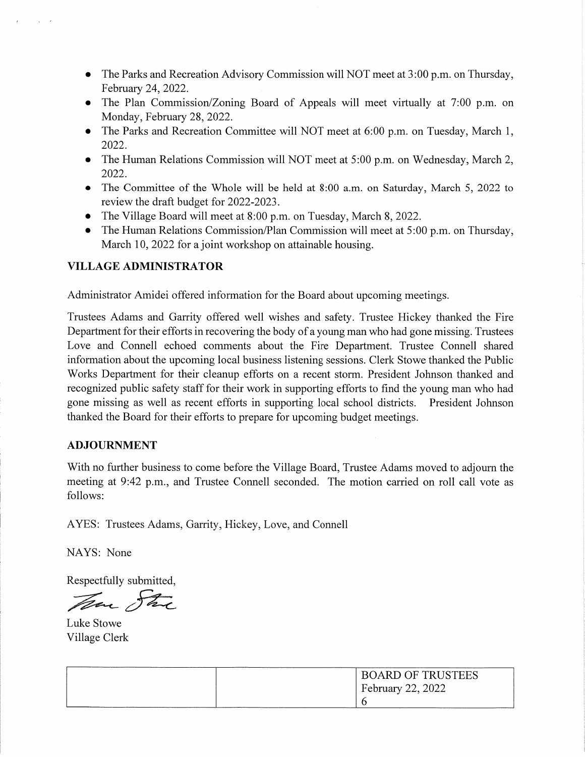- The Parks and Recreation Advisory Commission will NOT meet at 3:00 p.m. on Thursday, February 24, 2022.
- The Plan Commission/Zoning Board of Appeals will meet virtually at 7:00 p.m. on Monday, February 28, 2022.
- The Parks and Recreation Committee will NOT meet at 6:00 p.m. on Tuesday, March 1, 2022.
- The Human Relations Commission will NOT meet at 5:00 p.m. on Wednesday, March 2, 2022.
- The Committee of the Whole will be held at 8:00 a.m. on Saturday, March 5, 2022 to review the draft budget for 2022-2023.
- The Village Board will meet at 8:00 p.m. on Tuesday, March 8, 2022.
- The Human Relations Commission/Plan Commission will meet at 5:00 p.m. on Thursday, March 10, 2022 for a joint workshop on attainable housing.

**VILLAGE ADMINISTRATOR**

Administrator Amidei offered information for the Board about upcoming meetings.

Trustees Adams and Garrity offered well wishes and safety. Trustee Hickey thanked the Fire Department for their efforts in recovering the body of a young man who had gone missing. Trustees Love and Connell echoed comments about the Fire Department. Trustee Connell shared information about the upcoming local business listening sessions. Clerk Stowe thanked the Public Works Department for their cleanup efforts on a recent storm. President Johnson thanked and recognized public safety staff for their work in supporting efforts to find the young man who had gone missing as well as recent efforts in supporting local school districts. President Johnson thanked the Board for their efforts to prepare for upcoming budget meetings.

**ADJOURNMENT**

With no further business to come before the Village Board, Trustee Adams moved to adjourn the meeting at 9:42 p.m., and Trustee Connell seconded. The motion carried on roll call vote as follows:

AYES: Trustees Adams, Garrity, Hickey, Love, and Connell

NAYS: None

Respectfully submitted,

Luke Stowe
Village Clerk